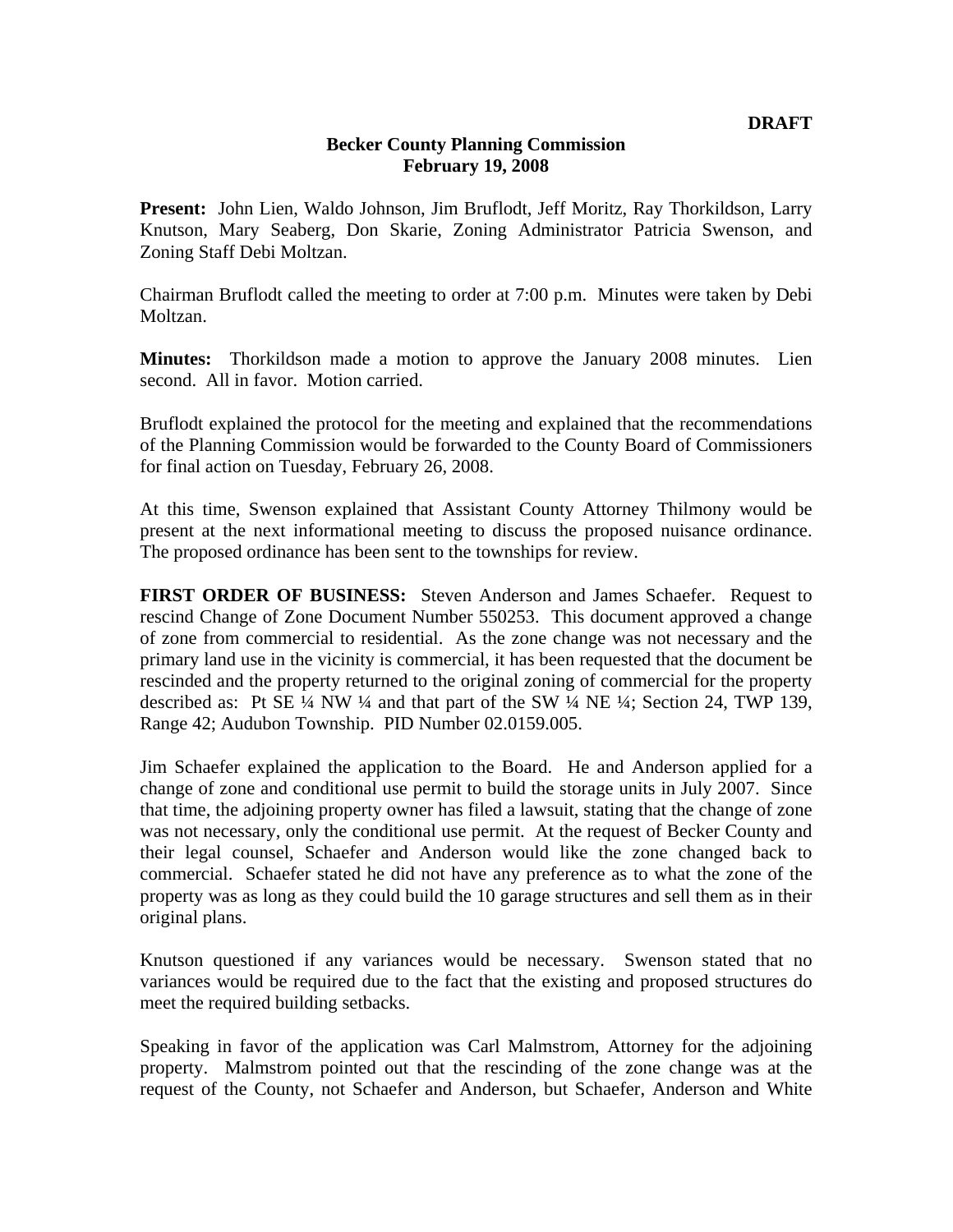**DRAFT**

**Becker County Planning Commission**
**February 19, 2008**

**Present:** John Lien, Waldo Johnson, Jim Bruflodt, Jeff Moritz, Ray Thorkildson, Larry Knutson, Mary Seaberg, Don Skarie, Zoning Administrator Patricia Swenson, and Zoning Staff Debi Moltzan.

Chairman Bruflodt called the meeting to order at 7:00 p.m. Minutes were taken by Debi Moltzan.

**Minutes:** Thorkildson made a motion to approve the January 2008 minutes. Lien second. All in favor. Motion carried.

Bruflodt explained the protocol for the meeting and explained that the recommendations of the Planning Commission would be forwarded to the County Board of Commissioners for final action on Tuesday, February 26, 2008.

At this time, Swenson explained that Assistant County Attorney Thilmony would be present at the next informational meeting to discuss the proposed nuisance ordinance. The proposed ordinance has been sent to the townships for review.

**FIRST ORDER OF BUSINESS:** Steven Anderson and James Schaefer. Request to rescind Change of Zone Document Number 550253. This document approved a change of zone from commercial to residential. As the zone change was not necessary and the primary land use in the vicinity is commercial, it has been requested that the document be rescinded and the property returned to the original zoning of commercial for the property described as: Pt SE ¼ NW ¼ and that part of the SW ¼ NE ¼; Section 24, TWP 139, Range 42; Audubon Township. PID Number 02.0159.005.

Jim Schaefer explained the application to the Board. He and Anderson applied for a change of zone and conditional use permit to build the storage units in July 2007. Since that time, the adjoining property owner has filed a lawsuit, stating that the change of zone was not necessary, only the conditional use permit. At the request of Becker County and their legal counsel, Schaefer and Anderson would like the zone changed back to commercial. Schaefer stated he did not have any preference as to what the zone of the property was as long as they could build the 10 garage structures and sell them as in their original plans.

Knutson questioned if any variances would be necessary. Swenson stated that no variances would be required due to the fact that the existing and proposed structures do meet the required building setbacks.

Speaking in favor of the application was Carl Malmstrom, Attorney for the adjoining property. Malmstrom pointed out that the rescinding of the zone change was at the request of the County, not Schaefer and Anderson, but Schaefer, Anderson and White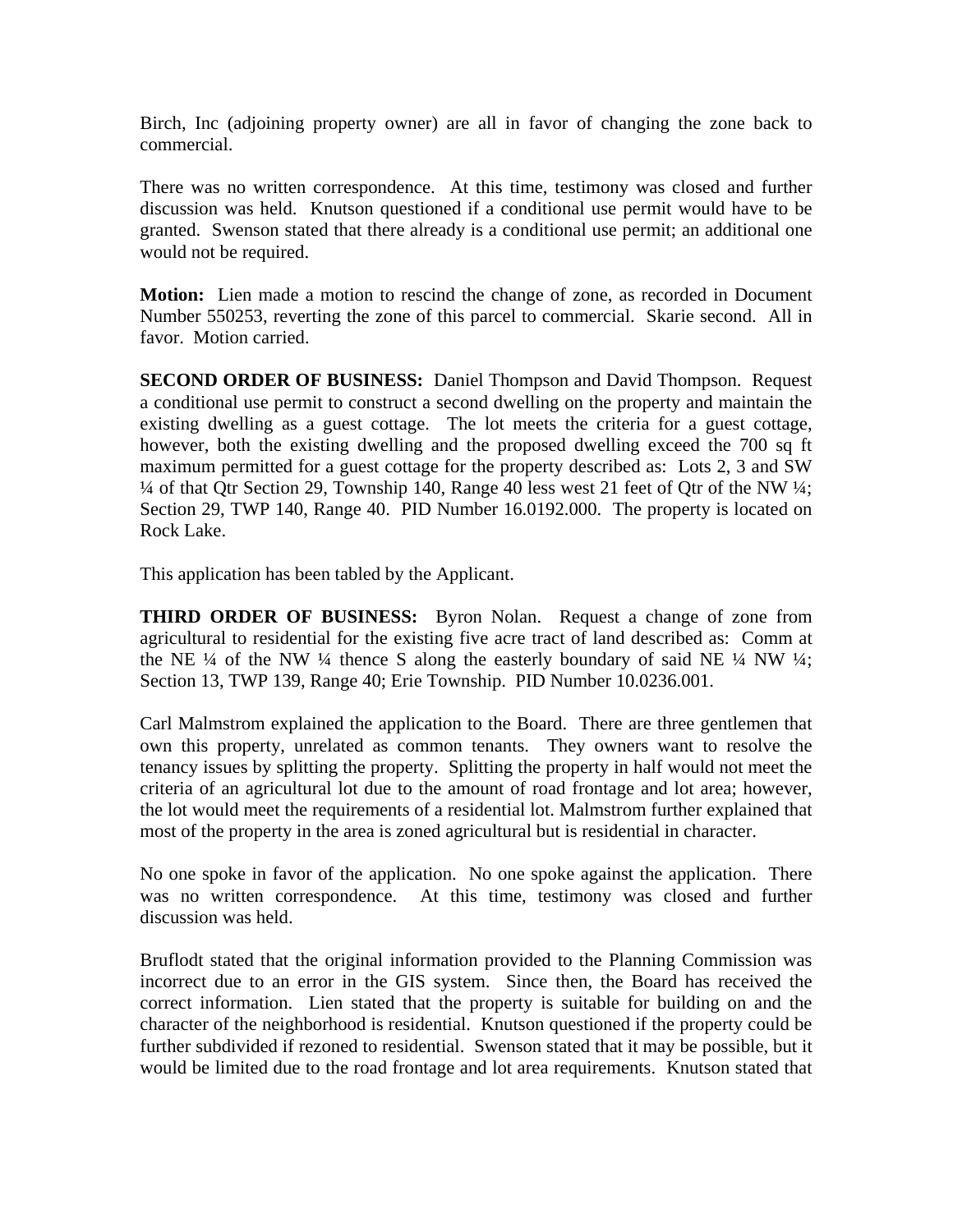Birch, Inc (adjoining property owner) are all in favor of changing the zone back to commercial.

There was no written correspondence. At this time, testimony was closed and further discussion was held. Knutson questioned if a conditional use permit would have to be granted. Swenson stated that there already is a conditional use permit; an additional one would not be required.

**Motion:** Lien made a motion to rescind the change of zone, as recorded in Document Number 550253, reverting the zone of this parcel to commercial. Skarie second. All in favor. Motion carried.

**SECOND ORDER OF BUSINESS:** Daniel Thompson and David Thompson. Request a conditional use permit to construct a second dwelling on the property and maintain the existing dwelling as a guest cottage. The lot meets the criteria for a guest cottage, however, both the existing dwelling and the proposed dwelling exceed the 700 sq ft maximum permitted for a guest cottage for the property described as: Lots 2, 3 and SW ¼ of that Qtr Section 29, Township 140, Range 40 less west 21 feet of Qtr of the NW ¼; Section 29, TWP 140, Range 40. PID Number 16.0192.000. The property is located on Rock Lake.

This application has been tabled by the Applicant.

**THIRD ORDER OF BUSINESS:** Byron Nolan. Request a change of zone from agricultural to residential for the existing five acre tract of land described as: Comm at the NE ¼ of the NW ¼ thence S along the easterly boundary of said NE ¼ NW ¼; Section 13, TWP 139, Range 40; Erie Township. PID Number 10.0236.001.

Carl Malmstrom explained the application to the Board. There are three gentlemen that own this property, unrelated as common tenants. They owners want to resolve the tenancy issues by splitting the property. Splitting the property in half would not meet the criteria of an agricultural lot due to the amount of road frontage and lot area; however, the lot would meet the requirements of a residential lot. Malmstrom further explained that most of the property in the area is zoned agricultural but is residential in character.

No one spoke in favor of the application. No one spoke against the application. There was no written correspondence. At this time, testimony was closed and further discussion was held.

Bruflodt stated that the original information provided to the Planning Commission was incorrect due to an error in the GIS system. Since then, the Board has received the correct information. Lien stated that the property is suitable for building on and the character of the neighborhood is residential. Knutson questioned if the property could be further subdivided if rezoned to residential. Swenson stated that it may be possible, but it would be limited due to the road frontage and lot area requirements. Knutson stated that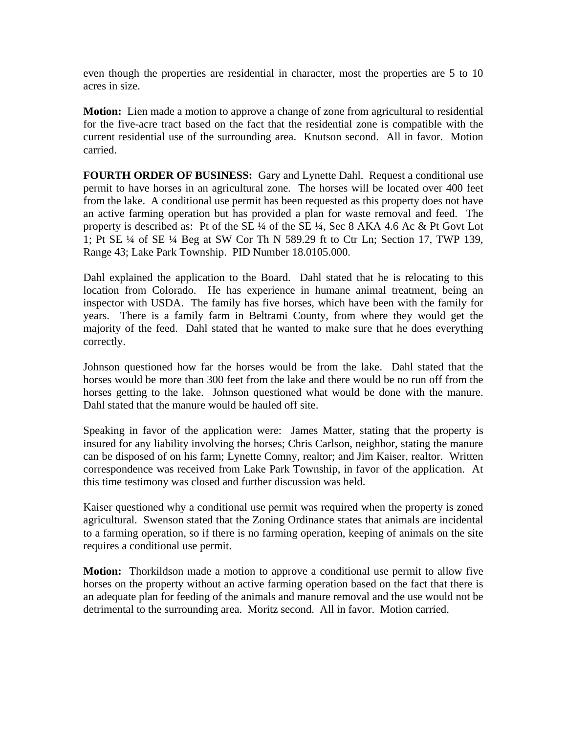even though the properties are residential in character, most the properties are 5 to 10 acres in size.

**Motion:** Lien made a motion to approve a change of zone from agricultural to residential for the five-acre tract based on the fact that the residential zone is compatible with the current residential use of the surrounding area. Knutson second. All in favor. Motion carried.

**FOURTH ORDER OF BUSINESS:** Gary and Lynette Dahl. Request a conditional use permit to have horses in an agricultural zone. The horses will be located over 400 feet from the lake. A conditional use permit has been requested as this property does not have an active farming operation but has provided a plan for waste removal and feed. The property is described as: Pt of the SE ¼ of the SE ¼, Sec 8 AKA 4.6 Ac & Pt Govt Lot 1; Pt SE ¼ of SE ¼ Beg at SW Cor Th N 589.29 ft to Ctr Ln; Section 17, TWP 139, Range 43; Lake Park Township. PID Number 18.0105.000.

Dahl explained the application to the Board. Dahl stated that he is relocating to this location from Colorado. He has experience in humane animal treatment, being an inspector with USDA. The family has five horses, which have been with the family for years. There is a family farm in Beltrami County, from where they would get the majority of the feed. Dahl stated that he wanted to make sure that he does everything correctly.

Johnson questioned how far the horses would be from the lake. Dahl stated that the horses would be more than 300 feet from the lake and there would be no run off from the horses getting to the lake. Johnson questioned what would be done with the manure. Dahl stated that the manure would be hauled off site.

Speaking in favor of the application were: James Matter, stating that the property is insured for any liability involving the horses; Chris Carlson, neighbor, stating the manure can be disposed of on his farm; Lynette Comny, realtor; and Jim Kaiser, realtor. Written correspondence was received from Lake Park Township, in favor of the application. At this time testimony was closed and further discussion was held.

Kaiser questioned why a conditional use permit was required when the property is zoned agricultural. Swenson stated that the Zoning Ordinance states that animals are incidental to a farming operation, so if there is no farming operation, keeping of animals on the site requires a conditional use permit.

**Motion:** Thorkildson made a motion to approve a conditional use permit to allow five horses on the property without an active farming operation based on the fact that there is an adequate plan for feeding of the animals and manure removal and the use would not be detrimental to the surrounding area. Moritz second. All in favor. Motion carried.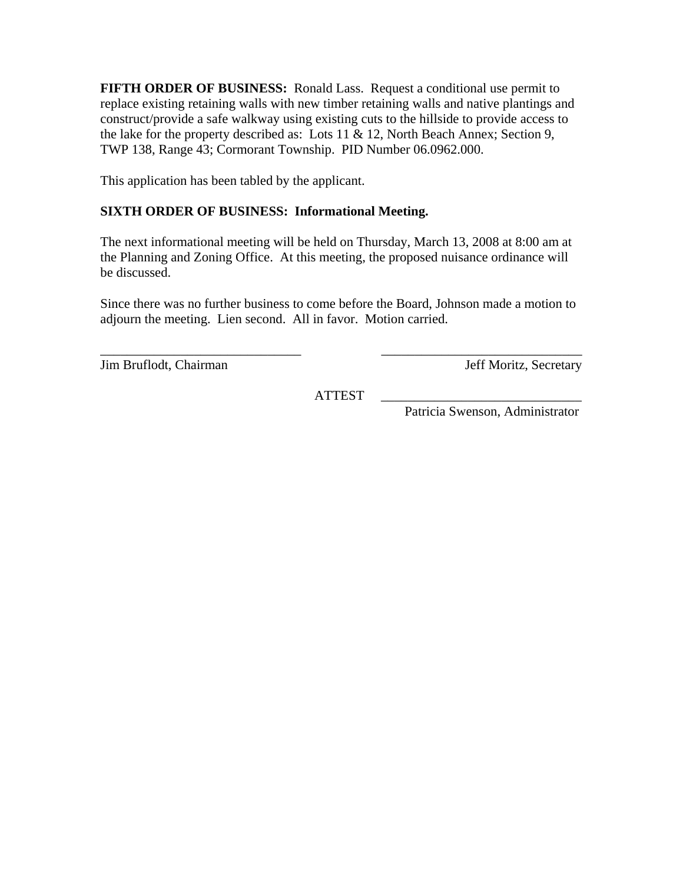**FIFTH ORDER OF BUSINESS:** Ronald Lass. Request a conditional use permit to replace existing retaining walls with new timber retaining walls and native plantings and construct/provide a safe walkway using existing cuts to the hillside to provide access to the lake for the property described as: Lots 11 & 12, North Beach Annex; Section 9, TWP 138, Range 43; Cormorant Township. PID Number 06.0962.000.

This application has been tabled by the applicant.

**SIXTH ORDER OF BUSINESS: Informational Meeting.**

The next informational meeting will be held on Thursday, March 13, 2008 at 8:00 am at the Planning and Zoning Office. At this meeting, the proposed nuisance ordinance will be discussed.

Since there was no further business to come before the Board, Johnson made a motion to adjourn the meeting. Lien second. All in favor. Motion carried.

_______________________________
Jim Bruflodt, Chairman

_______________________________
Jeff Moritz, Secretary

ATTEST _______________________________
Patricia Swenson, Administrator